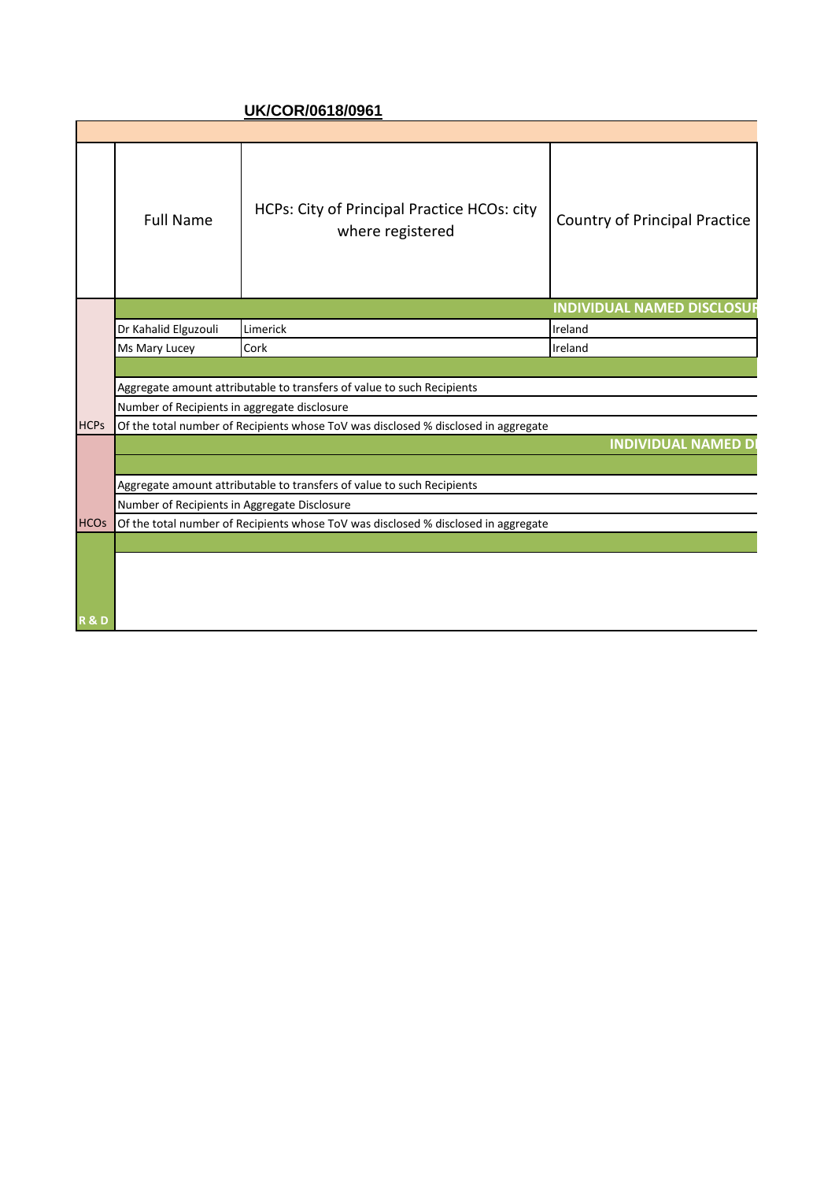**UK/COR/0618/0961**

| | Full Name | HCPs: City of Principal Practice HCOs: city where registered | Country of Principal Practice |
|---|---|---|---|
| | | | **INDIVIDUAL NAMED DISCLOSUR** |
| | Dr Kahalid Elguzouli | Limerick | Ireland |
| | Ms Mary Lucey | Cork | Ireland |
| | | | |
| | Aggregate amount attributable to transfers of value to such Recipients | | |
| | Number of Recipients in aggregate disclosure | | |
| HCPs | Of the total number of Recipients whose ToV was disclosed % disclosed in aggregate | | |
| | | | **INDIVIDUAL NAMED DI** |
| | | | |
| | Aggregate amount attributable to transfers of value to such Recipients | | |
| | Number of Recipients in Aggregate Disclosure | | |
| HCOs | Of the total number of Recipients whose ToV was disclosed % disclosed in aggregate | | |
| | | | |
| **R & D** | | | |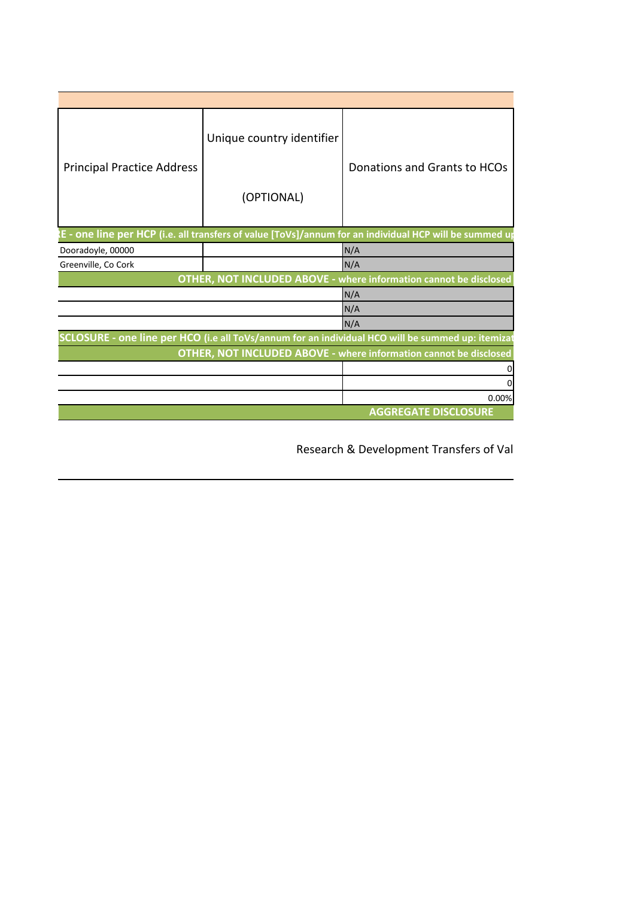| Principal Practice Address | Unique country identifier (OPTIONAL) | Donations and Grants to HCOs |
|---|---|---|
| E - one line per HCP (i.e. all transfers of value [ToVs]/annum for an individual HCP will be summed up | | |
| Dooradoyle, 00000 | | N/A |
| Greenville, Co Cork | | N/A |
| OTHER, NOT INCLUDED ABOVE - where information cannot be disclosed | | |
| | | N/A |
| | | N/A |
| | | N/A |
| SCLOSURE - one line per HCO (i.e all ToVs/annum for an individual HCO will be summed up: itemizat | | |
| OTHER, NOT INCLUDED ABOVE - where information cannot be disclosed | | |
| | | 0 |
| | | 0 |
| | | 0.00% |
| AGGREGATE DISCLOSURE | | |

Research & Development Transfers of Val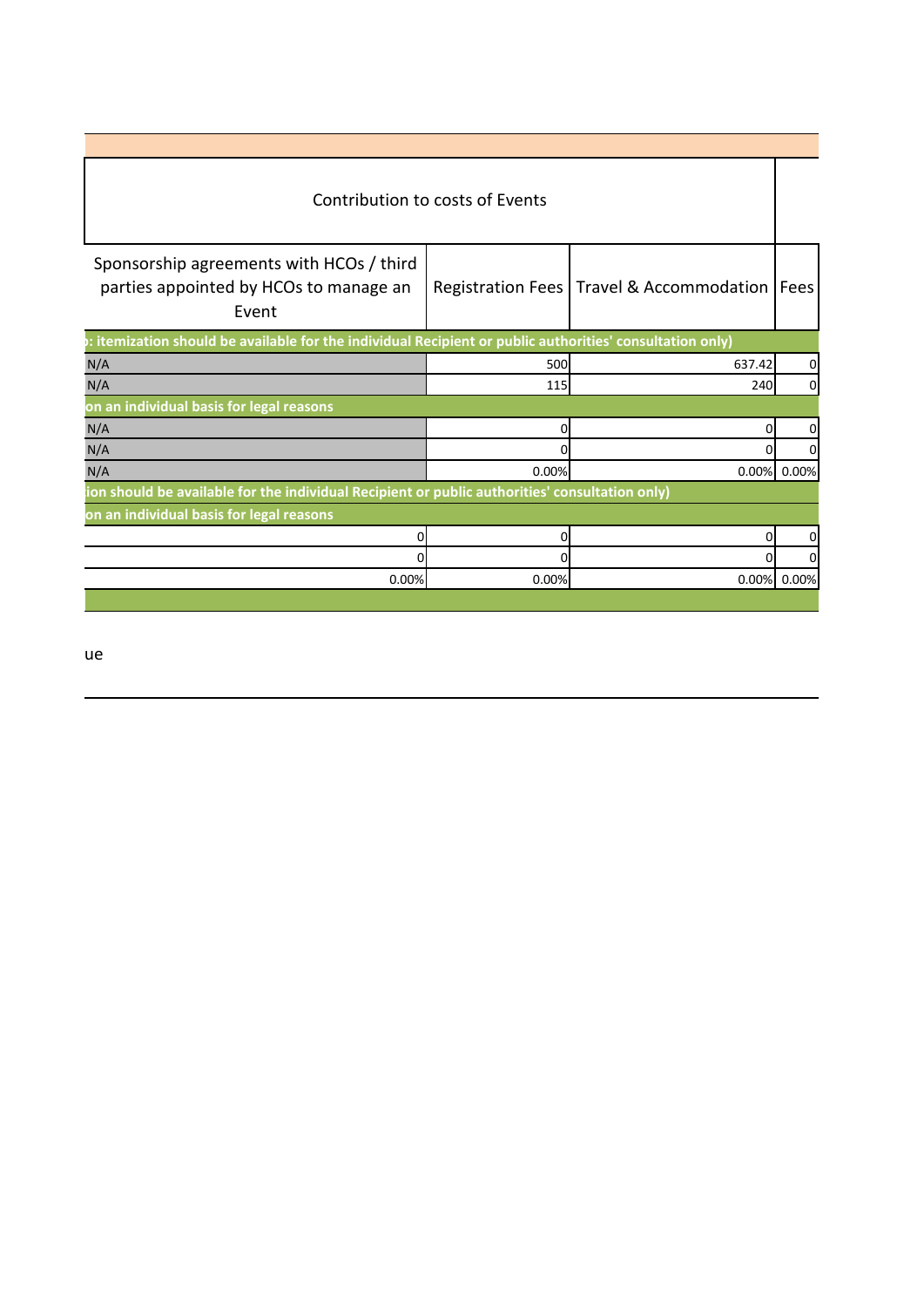| Contribution to costs of Events | | | |
|---|---|---|---|
| Sponsorship agreements with HCOs / third parties appointed by HCOs to manage an Event | Registration Fees | Travel & Accommodation | Fees |
| **: itemization should be available for the individual Recipient or public authorities' consultation only)** | | | |
| N/A | 500 | 637.42 | 0 |
| N/A | 115 | 240 | 0 |
| **on an individual basis for legal reasons** | | | |
| N/A | 0 | 0 | 0 |
| N/A | 0 | 0 | 0 |
| N/A | 0.00% | 0.00% | 0.00% |
| **ion should be available for the individual Recipient or public authorities' consultation only)** | | | |
| **on an individual basis for legal reasons** | | | |
| 0 | 0 | 0 | 0 |
| 0 | 0 | 0 | 0 |
| 0.00% | 0.00% | 0.00% | 0.00% |

ue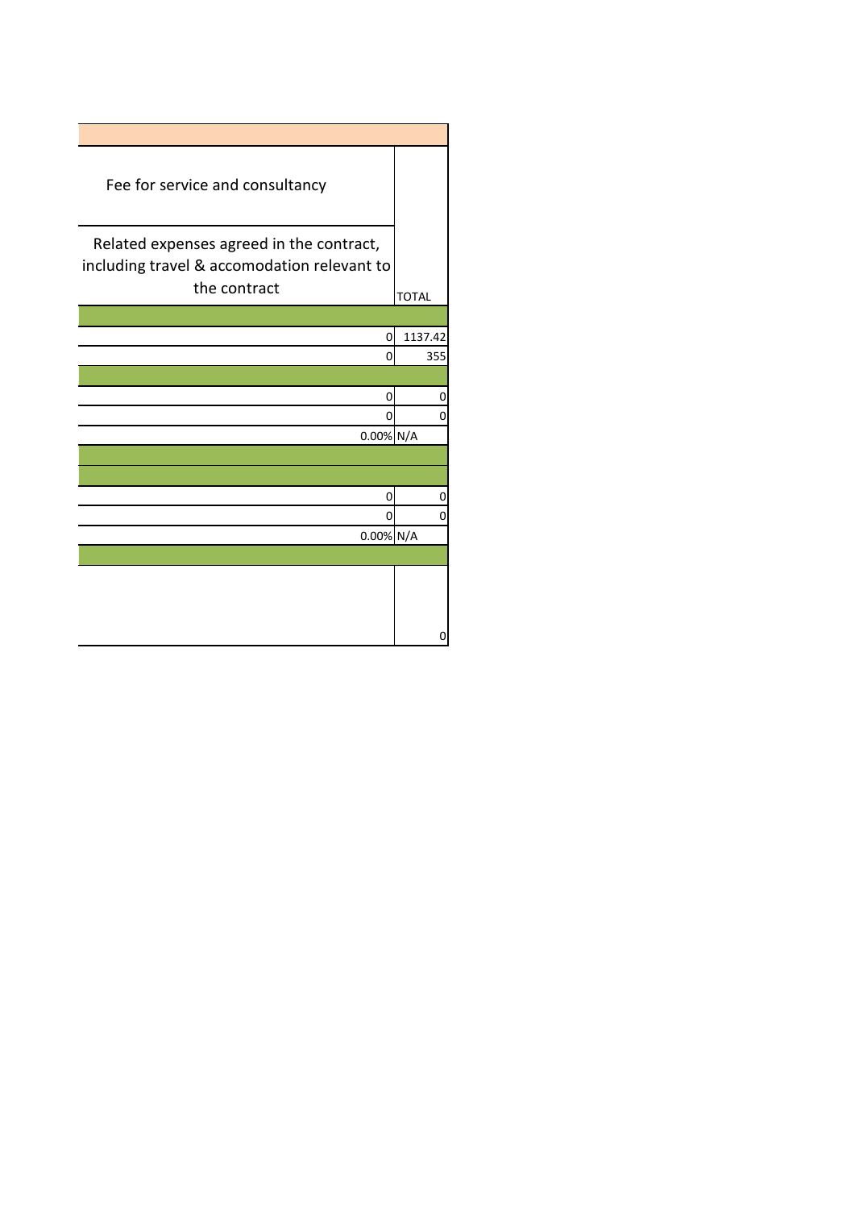| | |
|---|---|
| | |
| Fee for service and consultancy | |
| Related expenses agreed in the contract, including travel & accomodation relevant to the contract | TOTAL |
| | |
| 0 | 1137.42 |
| 0 | 355 |
| | |
| 0 | 0 |
| 0 | 0 |
| 0.00% | N/A |
| | |
| | |
| 0 | 0 |
| 0 | 0 |
| 0.00% | N/A |
| | |
| | 0 |